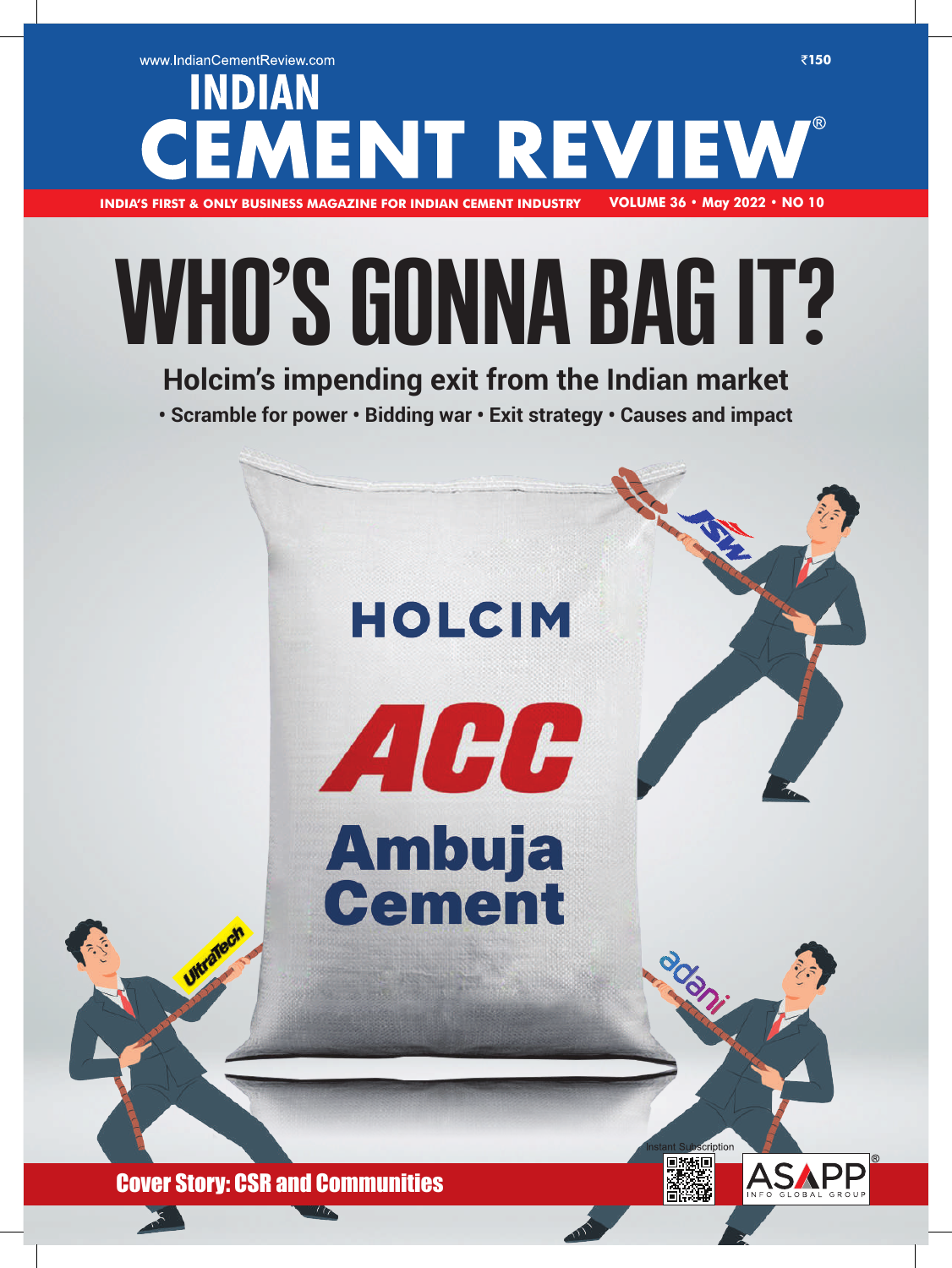www.IndianCementReview.com

₹150

# INDIAN CEMENT REVIEW®

INDIA'S FIRST & ONLY BUSINESS MAGAZINE FOR INDIAN CEMENT INDUSTRY

VOLUME 36 • May 2022 • NO 10

# WHO'S GONNA BAG IT?

## Holcim's impending exit from the Indian market

• Scramble for power • Bidding war • Exit strategy • Causes and impact

HOLCIM

ACC

Ambuja Cement

UltraTech

JSW

adani

Cover Story: CSR and Communities

Instant Subscription

ASAPP INFO GLOBAL GROUP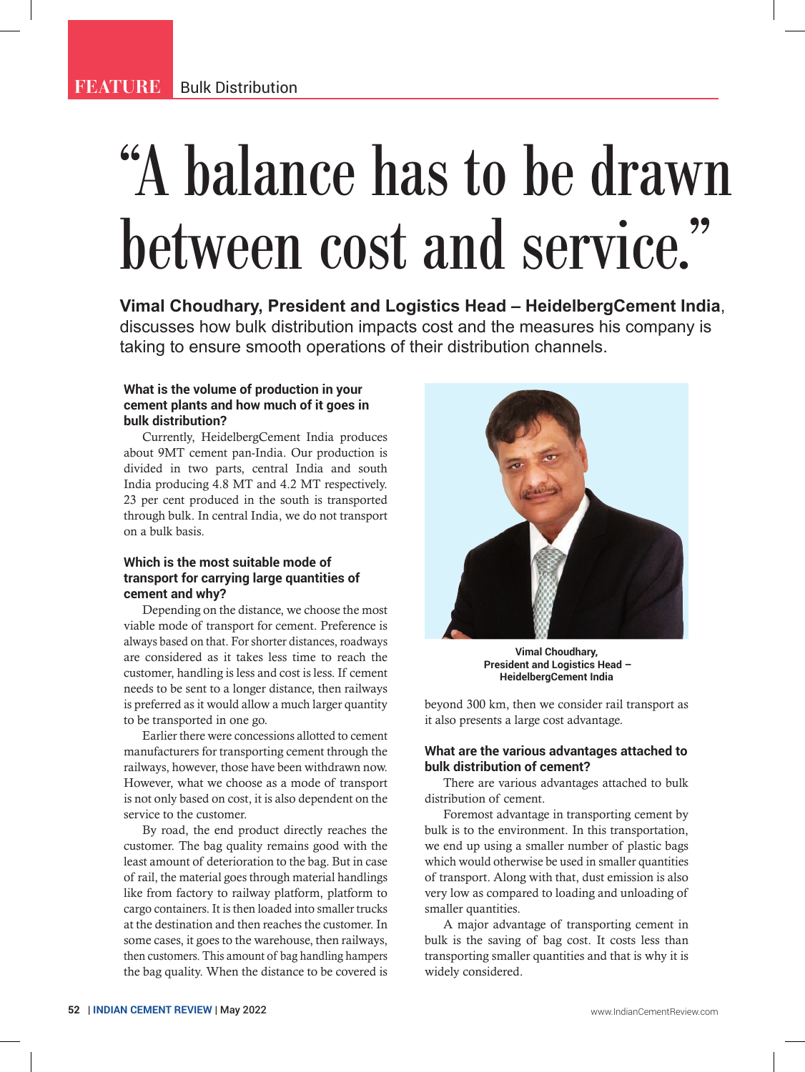FEATURE Bulk Distribution

# "A balance has to be drawn between cost and service."

**Vimal Choudhary, President and Logistics Head – HeidelbergCement India**, discusses how bulk distribution impacts cost and the measures his company is taking to ensure smooth operations of their distribution channels.

**What is the volume of production in your cement plants and how much of it goes in bulk distribution?**

Currently, HeidelbergCement India produces about 9MT cement pan-India. Our production is divided in two parts, central India and south India producing 4.8 MT and 4.2 MT respectively. 23 per cent produced in the south is transported through bulk. In central India, we do not transport on a bulk basis.

**Which is the most suitable mode of transport for carrying large quantities of cement and why?**

Depending on the distance, we choose the most viable mode of transport for cement. Preference is always based on that. For shorter distances, roadways are considered as it takes less time to reach the customer, handling is less and cost is less. If cement needs to be sent to a longer distance, then railways is preferred as it would allow a much larger quantity to be transported in one go.

Earlier there were concessions allotted to cement manufacturers for transporting cement through the railways, however, those have been withdrawn now. However, what we choose as a mode of transport is not only based on cost, it is also dependent on the service to the customer.

By road, the end product directly reaches the customer. The bag quality remains good with the least amount of deterioration to the bag. But in case of rail, the material goes through material handlings like from factory to railway platform, platform to cargo containers. It is then loaded into smaller trucks at the destination and then reaches the customer. In some cases, it goes to the warehouse, then railways, then customers. This amount of bag handling hampers the bag quality. When the distance to be covered is beyond 300 km, then we consider rail transport as it also presents a large cost advantage.

Vimal Choudhary, President and Logistics Head – HeidelbergCement India

**What are the various advantages attached to bulk distribution of cement?**

There are various advantages attached to bulk distribution of cement.

Foremost advantage in transporting cement by bulk is to the environment. In this transportation, we end up using a smaller number of plastic bags which would otherwise be used in smaller quantities of transport. Along with that, dust emission is also very low as compared to loading and unloading of smaller quantities.

A major advantage of transporting cement in bulk is the saving of bag cost. It costs less than transporting smaller quantities and that is why it is widely considered.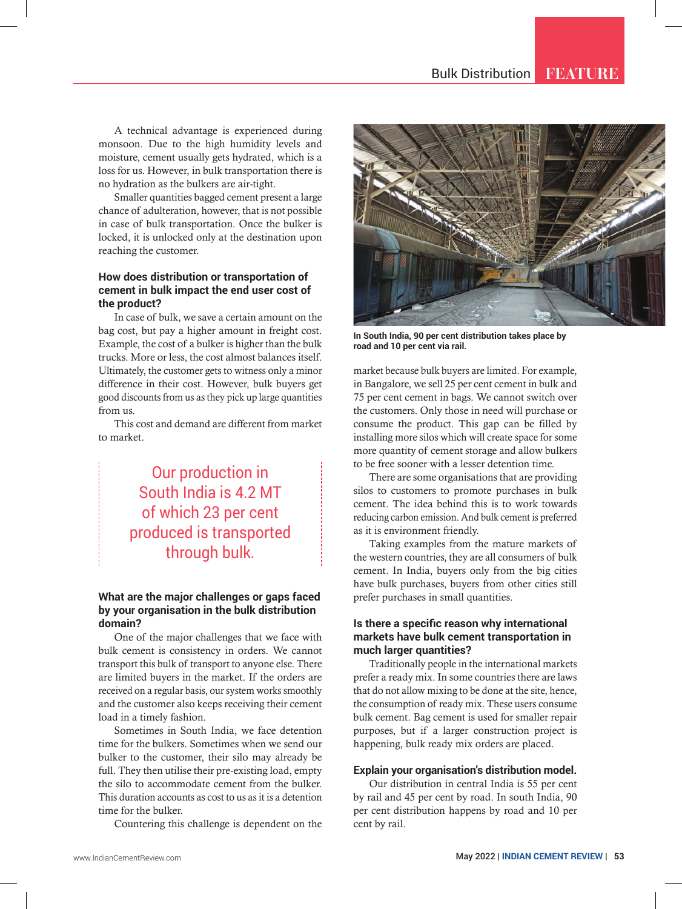A technical advantage is experienced during monsoon. Due to the high humidity levels and moisture, cement usually gets hydrated, which is a loss for us. However, in bulk transportation there is no hydration as the bulkers are air-tight.

Smaller quantities bagged cement present a large chance of adulteration, however, that is not possible in case of bulk transportation. Once the bulker is locked, it is unlocked only at the destination upon reaching the customer.

### How does distribution or transportation of cement in bulk impact the end user cost of the product?

In case of bulk, we save a certain amount on the bag cost, but pay a higher amount in freight cost. Example, the cost of a bulker is higher than the bulk trucks. More or less, the cost almost balances itself. Ultimately, the customer gets to witness only a minor difference in their cost. However, bulk buyers get good discounts from us as they pick up large quantities from us.

This cost and demand are different from market to market.

> Our production in South India is 4.2 MT of which 23 per cent produced is transported through bulk.

### What are the major challenges or gaps faced by your organisation in the bulk distribution domain?

One of the major challenges that we face with bulk cement is consistency in orders. We cannot transport this bulk of transport to anyone else. There are limited buyers in the market. If the orders are received on a regular basis, our system works smoothly and the customer also keeps receiving their cement load in a timely fashion.

Sometimes in South India, we face detention time for the bulkers. Sometimes when we send our bulker to the customer, their silo may already be full. They then utilise their pre-existing load, empty the silo to accommodate cement from the bulker. This duration accounts as cost to us as it is a detention time for the bulker.

Countering this challenge is dependent on the market because bulk buyers are limited. For example, in Bangalore, we sell 25 per cent cement in bulk and 75 per cent cement in bags. We cannot switch over the customers. Only those in need will purchase or consume the product. This gap can be filled by installing more silos which will create space for some more quantity of cement storage and allow bulkers to be free sooner with a lesser detention time.

In South India, 90 per cent distribution takes place by road and 10 per cent via rail.

There are some organisations that are providing silos to customers to promote purchases in bulk cement. The idea behind this is to work towards reducing carbon emission. And bulk cement is preferred as it is environment friendly.

Taking examples from the mature markets of the western countries, they are all consumers of bulk cement. In India, buyers only from the big cities have bulk purchases, buyers from other cities still prefer purchases in small quantities.

### Is there a specific reason why international markets have bulk cement transportation in much larger quantities?

Traditionally people in the international markets prefer a ready mix. In some countries there are laws that do not allow mixing to be done at the site, hence, the consumption of ready mix. These users consume bulk cement. Bag cement is used for smaller repair purposes, but if a larger construction project is happening, bulk ready mix orders are placed.

### Explain your organisation's distribution model.

Our distribution in central India is 55 per cent by rail and 45 per cent by road. In south India, 90 per cent distribution happens by road and 10 per cent by rail.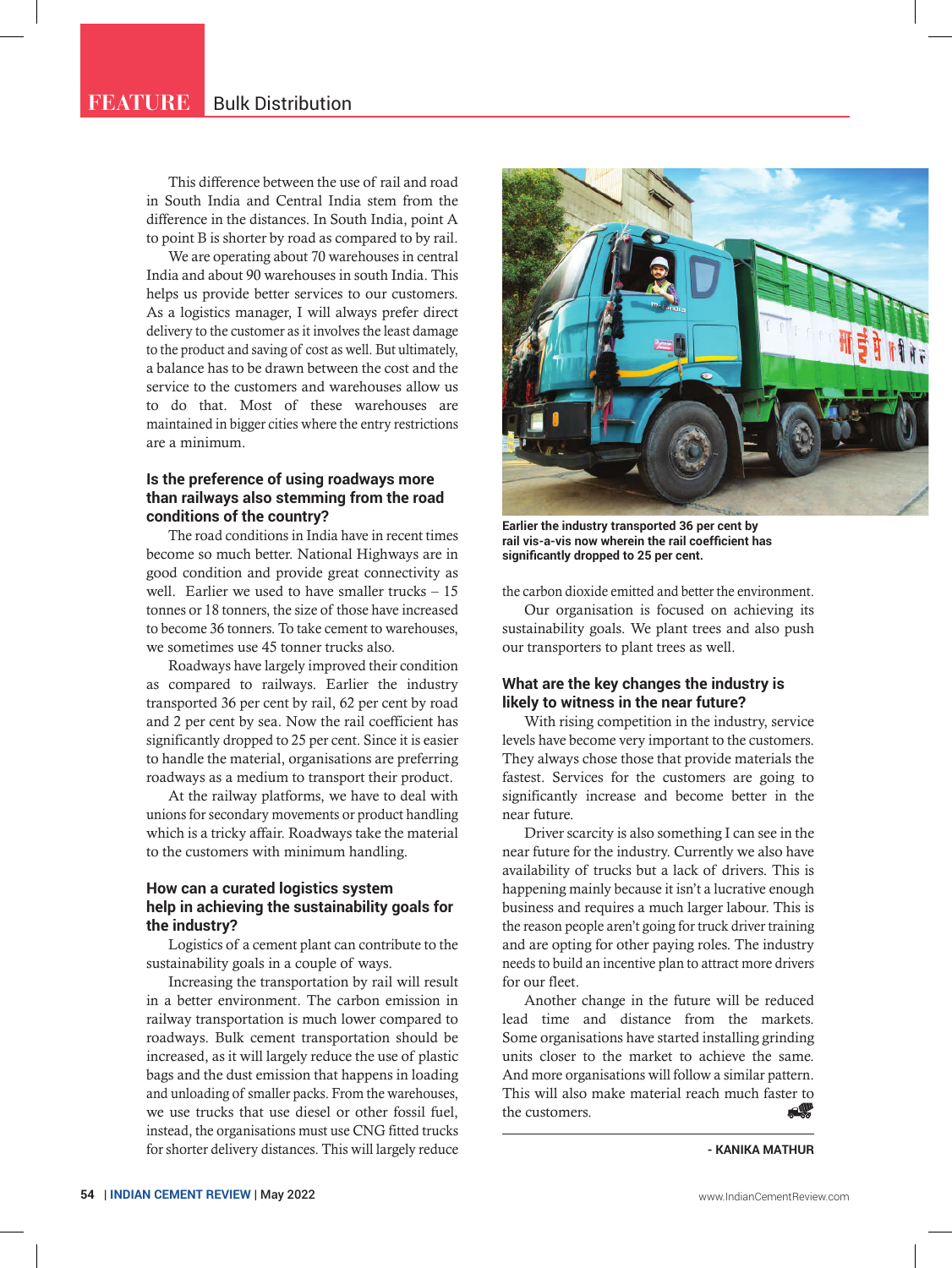This difference between the use of rail and road in South India and Central India stem from the difference in the distances. In South India, point A to point B is shorter by road as compared to by rail.

We are operating about 70 warehouses in central India and about 90 warehouses in south India. This helps us provide better services to our customers. As a logistics manager, I will always prefer direct delivery to the customer as it involves the least damage to the product and saving of cost as well. But ultimately, a balance has to be drawn between the cost and the service to the customers and warehouses allow us to do that. Most of these warehouses are maintained in bigger cities where the entry restrictions are a minimum.

### Is the preference of using roadways more than railways also stemming from the road conditions of the country?

The road conditions in India have in recent times become so much better. National Highways are in good condition and provide great connectivity as well. Earlier we used to have smaller trucks – 15 tonnes or 18 tonners, the size of those have increased to become 36 tonners. To take cement to warehouses, we sometimes use 45 tonner trucks also.

Roadways have largely improved their condition as compared to railways. Earlier the industry transported 36 per cent by rail, 62 per cent by road and 2 per cent by sea. Now the rail coefficient has significantly dropped to 25 per cent. Since it is easier to handle the material, organisations are preferring roadways as a medium to transport their product.

At the railway platforms, we have to deal with unions for secondary movements or product handling which is a tricky affair. Roadways take the material to the customers with minimum handling.

### How can a curated logistics system help in achieving the sustainability goals for the industry?

Logistics of a cement plant can contribute to the sustainability goals in a couple of ways.

Increasing the transportation by rail will result in a better environment. The carbon emission in railway transportation is much lower compared to roadways. Bulk cement transportation should be increased, as it will largely reduce the use of plastic bags and the dust emission that happens in loading and unloading of smaller packs. From the warehouses, we use trucks that use diesel or other fossil fuel, instead, the organisations must use CNG fitted trucks for shorter delivery distances. This will largely reduce the carbon dioxide emitted and better the environment.

Earlier the industry transported 36 per cent by rail vis-a-vis now wherein the rail coefficient has significantly dropped to 25 per cent.

Our organisation is focused on achieving its sustainability goals. We plant trees and also push our transporters to plant trees as well.

### What are the key changes the industry is likely to witness in the near future?

With rising competition in the industry, service levels have become very important to the customers. They always chose those that provide materials the fastest. Services for the customers are going to significantly increase and become better in the near future.

Driver scarcity is also something I can see in the near future for the industry. Currently we also have availability of trucks but a lack of drivers. This is happening mainly because it isn't a lucrative enough business and requires a much larger labour. This is the reason people aren't going for truck driver training and are opting for other paying roles. The industry needs to build an incentive plan to attract more drivers for our fleet.

Another change in the future will be reduced lead time and distance from the markets. Some organisations have started installing grinding units closer to the market to achieve the same. And more organisations will follow a similar pattern. This will also make material reach much faster to the customers.

**- KANIKA MATHUR**